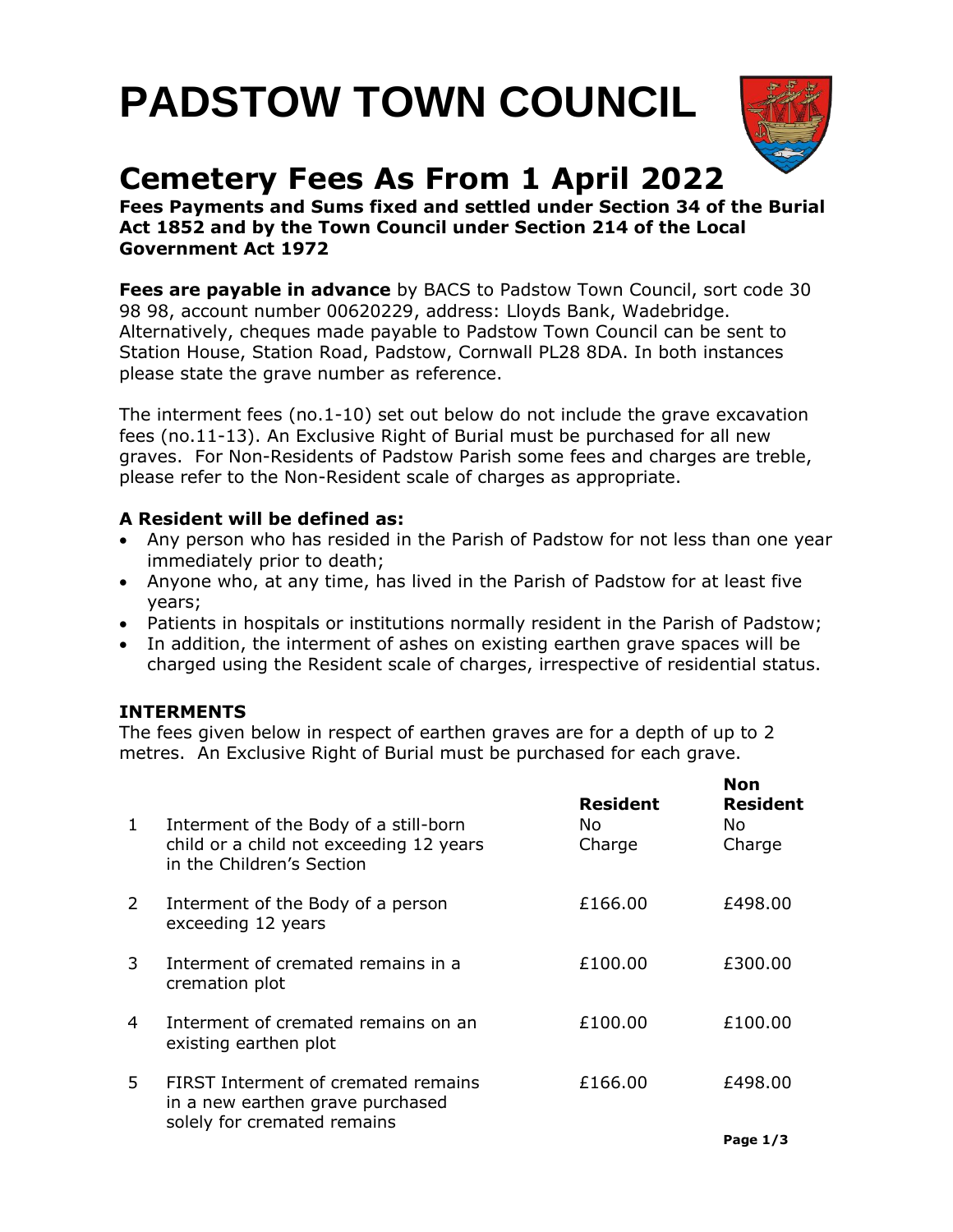# PADSTOW TOWN COUNCIL

## Cemetery Fees As From 1 April 2022

**Fees Payments and Sums fixed and settled under Section 34 of the Burial Act 1852 and by the Town Council under Section 214 of the Local Government Act 1972**

**Fees are payable in advance** by BACS to Padstow Town Council, sort code 30 98 98, account number 00620229, address: Lloyds Bank, Wadebridge. Alternatively, cheques made payable to Padstow Town Council can be sent to Station House, Station Road, Padstow, Cornwall PL28 8DA. In both instances please state the grave number as reference.

The interment fees (no.1-10) set out below do not include the grave excavation fees (no.11-13). An Exclusive Right of Burial must be purchased for all new graves. For Non-Residents of Padstow Parish some fees and charges are treble, please refer to the Non-Resident scale of charges as appropriate.

### A Resident will be defined as:

- Any person who has resided in the Parish of Padstow for not less than one year immediately prior to death;
- Anyone who, at any time, has lived in the Parish of Padstow for at least five years;
- Patients in hospitals or institutions normally resident in the Parish of Padstow;
- In addition, the interment of ashes on existing earthen grave spaces will be charged using the Resident scale of charges, irrespective of residential status.

### INTERMENTS

The fees given below in respect of earthen graves are for a depth of up to 2 metres. An Exclusive Right of Burial must be purchased for each grave.

| | | **Resident** | **Non Resident** |
|---|---|---|---|
| 1 | Interment of the Body of a still-born child or a child not exceeding 12 years in the Children's Section | No Charge | No Charge |
| 2 | Interment of the Body of a person exceeding 12 years | £166.00 | £498.00 |
| 3 | Interment of cremated remains in a cremation plot | £100.00 | £300.00 |
| 4 | Interment of cremated remains on an existing earthen plot | £100.00 | £100.00 |
| 5 | FIRST Interment of cremated remains in a new earthen grave purchased solely for cremated remains | £166.00 | £498.00 |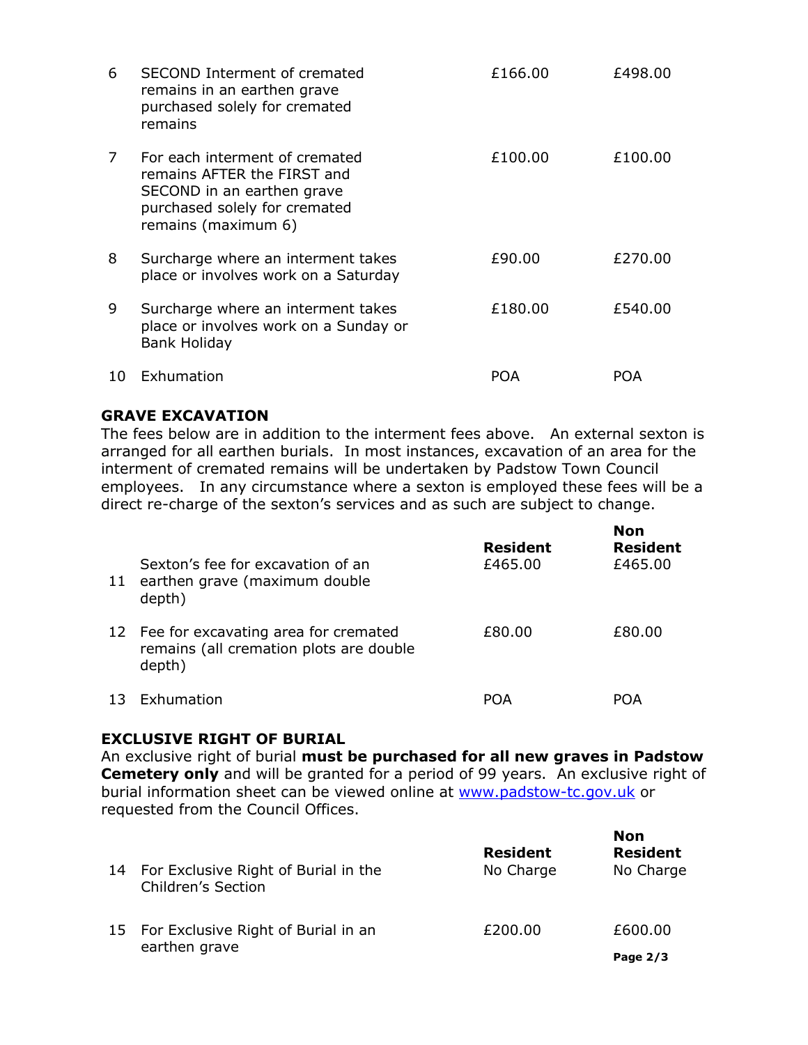| | | | |
|---|---|---|---|
| 6 | SECOND Interment of cremated remains in an earthen grave purchased solely for cremated remains | £166.00 | £498.00 |
| 7 | For each interment of cremated remains AFTER the FIRST and SECOND in an earthen grave purchased solely for cremated remains (maximum 6) | £100.00 | £100.00 |
| 8 | Surcharge where an interment takes place or involves work on a Saturday | £90.00 | £270.00 |
| 9 | Surcharge where an interment takes place or involves work on a Sunday or Bank Holiday | £180.00 | £540.00 |
| 10 | Exhumation | POA | POA |

**GRAVE EXCAVATION**

The fees below are in addition to the interment fees above. An external sexton is arranged for all earthen burials. In most instances, excavation of an area for the interment of cremated remains will be undertaken by Padstow Town Council employees. In any circumstance where a sexton is employed these fees will be a direct re-charge of the sexton's services and as such are subject to change.

| | | **Resident** | **Non Resident** |
|---|---|---|---|
| 11 | Sexton's fee for excavation of an earthen grave (maximum double depth) | £465.00 | £465.00 |
| 12 | Fee for excavating area for cremated remains (all cremation plots are double depth) | £80.00 | £80.00 |
| 13 | Exhumation | POA | POA |

**EXCLUSIVE RIGHT OF BURIAL**

An exclusive right of burial **must be purchased for all new graves in Padstow Cemetery only** and will be granted for a period of 99 years. An exclusive right of burial information sheet can be viewed online at [www.padstow-tc.gov.uk](http://www.padstow-tc.gov.uk) or requested from the Council Offices.

| | | **Resident** | **Non Resident** |
|---|---|---|---|
| 14 | For Exclusive Right of Burial in the Children's Section | No Charge | No Charge |
| 15 | For Exclusive Right of Burial in an earthen grave | £200.00 | £600.00 |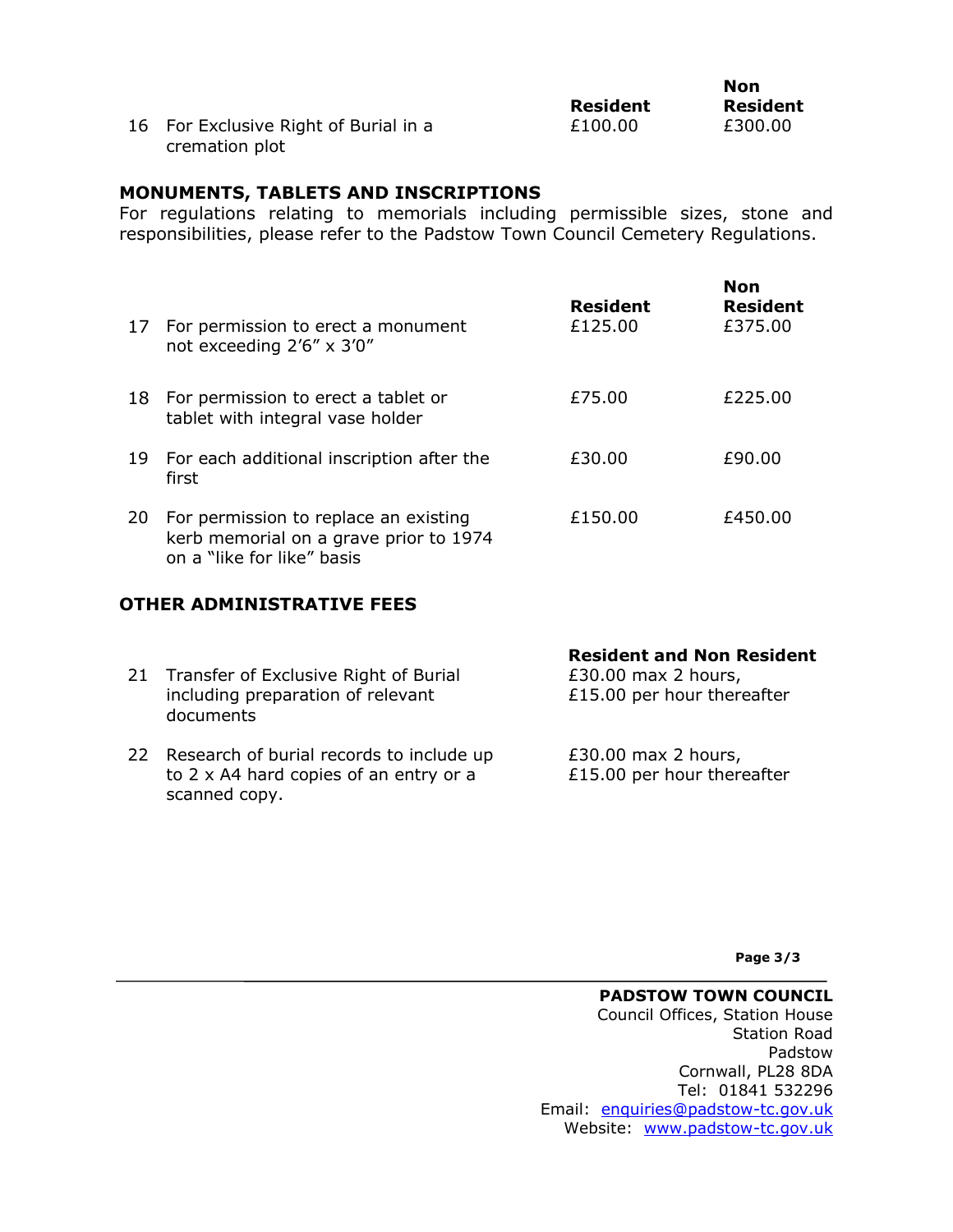| | | Resident | Non Resident |
|---|---|---|---|
| 16 | For Exclusive Right of Burial in a cremation plot | £100.00 | £300.00 |

## MONUMENTS, TABLETS AND INSCRIPTIONS

For regulations relating to memorials including permissible sizes, stone and responsibilities, please refer to the Padstow Town Council Cemetery Regulations.

| | | Resident | Non Resident |
|---|---|---|---|
| 17 | For permission to erect a monument not exceeding 2’6” x 3’0” | £125.00 | £375.00 |
| 18 | For permission to erect a tablet or tablet with integral vase holder | £75.00 | £225.00 |
| 19 | For each additional inscription after the first | £30.00 | £90.00 |
| 20 | For permission to replace an existing kerb memorial on a grave prior to 1974 on a “like for like” basis | £150.00 | £450.00 |

## OTHER ADMINISTRATIVE FEES

| | | Resident and Non Resident |
|---|---|---|
| 21 | Transfer of Exclusive Right of Burial including preparation of relevant documents | £30.00 max 2 hours, £15.00 per hour thereafter |
| 22 | Research of burial records to include up to 2 x A4 hard copies of an entry or a scanned copy. | £30.00 max 2 hours, £15.00 per hour thereafter |

**PADSTOW TOWN COUNCIL**
Council Offices, Station House
Station Road
Padstow
Cornwall, PL28 8DA
Tel: 01841 532296
Email: enquiries@padstow-tc.gov.uk
Website: www.padstow-tc.gov.uk